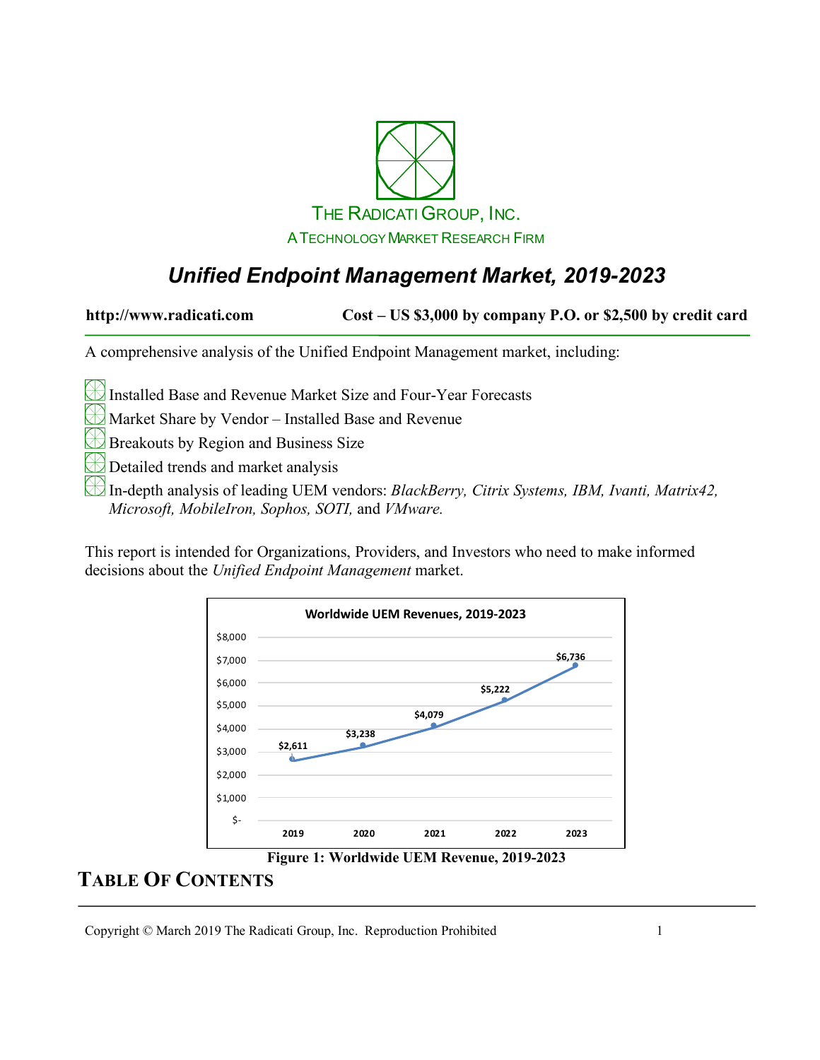THE RADICATI GROUP, INC.

A TECHNOLOGY MARKET RESEARCH FIRM

# *Unified Endpoint Management Market, 2019-2023*

**http://www.radicati.com** **Cost – US $3,000 by company P.O. or $2,500 by credit card**

A comprehensive analysis of the Unified Endpoint Management market, including:

- Installed Base and Revenue Market Size and Four-Year Forecasts
- Market Share by Vendor – Installed Base and Revenue
- Breakouts by Region and Business Size
- Detailed trends and market analysis
- In-depth analysis of leading UEM vendors: *BlackBerry, Citrix Systems, IBM, Ivanti, Matrix42, Microsoft, MobileIron, Sophos, SOTI,* and *VMware.*

This report is intended for Organizations, Providers, and Investors who need to make informed decisions about the *Unified Endpoint Management* market.

**Worldwide UEM Revenues, 2019-2023**

| Year | Revenue |
|---|---|
| 2019 | $2,611 |
| 2020 | $3,238 |
| 2021 | $4,079 |
| 2022 | $5,222 |
| 2023 | $6,736 |

**Figure 1: Worldwide UEM Revenue, 2019-2023**

## TABLE OF CONTENTS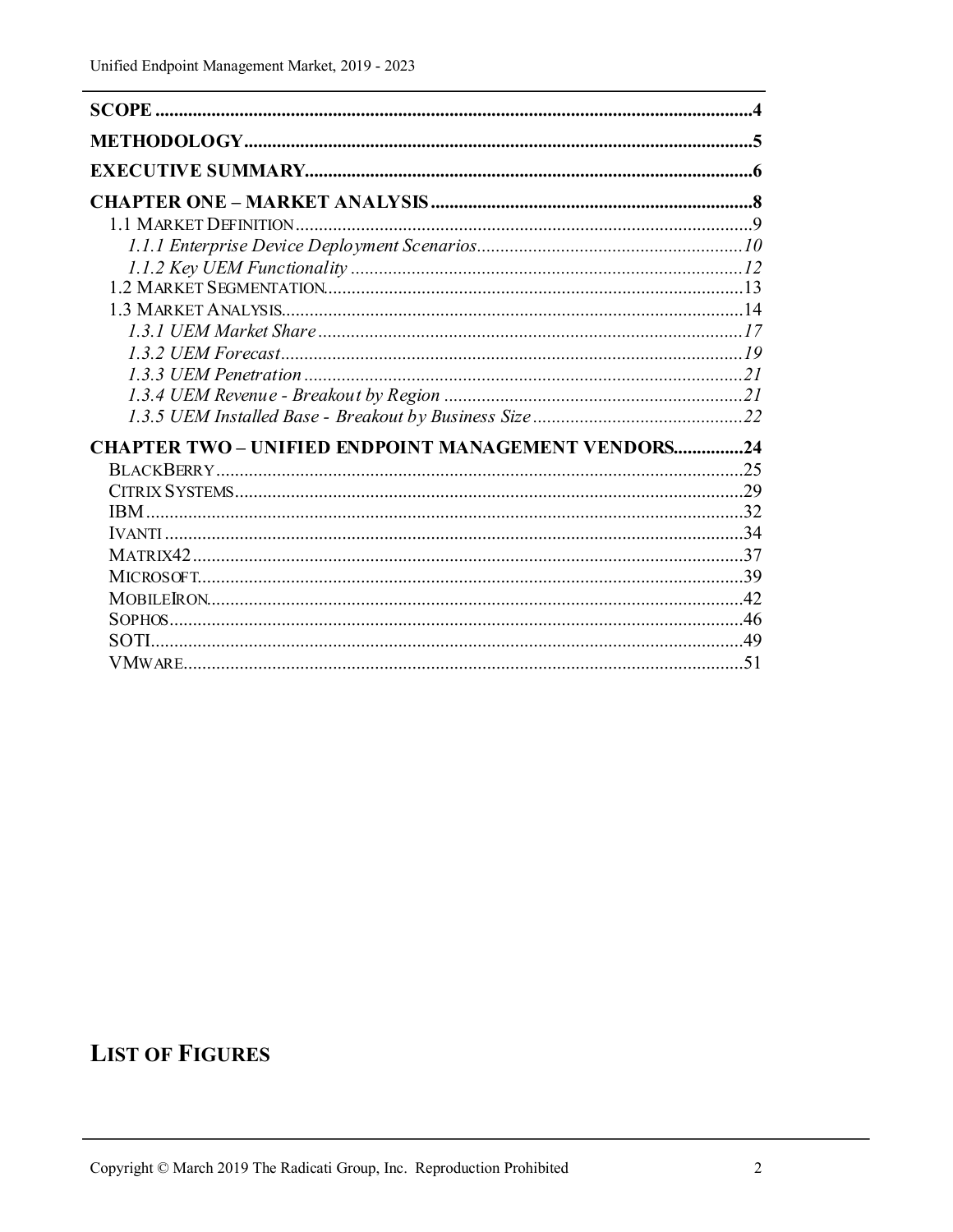**SCOPE** ................................................................................................................................4

**METHODOLOGY**...........................................................................................................5

**EXECUTIVE SUMMARY**...............................................................................................6

**CHAPTER ONE – MARKET ANALYSIS** .....................................................................8

- 1.1 MARKET DEFINITION ..................................................................................................9
  - *1.1.1 Enterprise Device Deployment Scenarios*.........................................................10
  - *1.1.2 Key UEM Functionality* ....................................................................................12
- 1.2 MARKET SEGMENTATION.........................................................................................13
- 1.3 MARKET ANALYSIS...................................................................................................14
  - *1.3.1 UEM Market Share* ...........................................................................................17
  - *1.3.2 UEM Forecast*...................................................................................................19
  - *1.3.3 UEM Penetration* ..............................................................................................21
  - *1.3.4 UEM Revenue - Breakout by Region* ................................................................21
  - *1.3.5 UEM Installed Base - Breakout by Business Size*..............................................22

**CHAPTER TWO – UNIFIED ENDPOINT MANAGEMENT VENDORS**..............24

- BLACKBERRY.................................................................................................................25
- CITRIX SYSTEMS............................................................................................................29
- IBM................................................................................................................................32
- IVANTI ............................................................................................................................34
- MATRIX42......................................................................................................................37
- MICROSOFT....................................................................................................................39
- MOBILEIRON..................................................................................................................42
- SOPHOS...........................................................................................................................46
- SOTI...............................................................................................................................49
- VMWARE........................................................................................................................51

## LIST OF FIGURES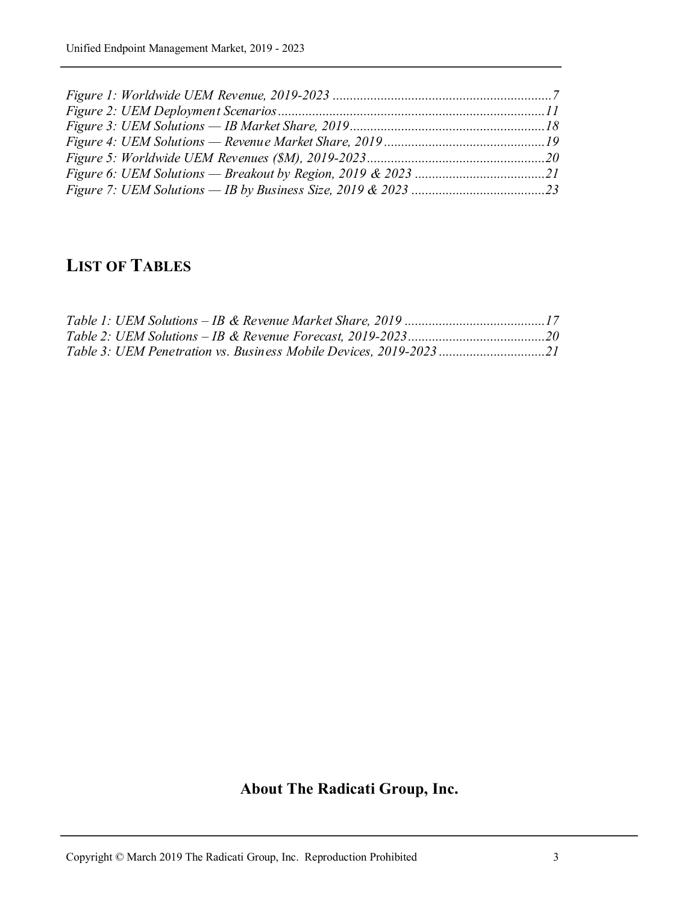*Figure 1: Worldwide UEM Revenue, 2019-2023 ................................................................7*
*Figure 2: UEM Deployment Scenarios..............................................................................11*
*Figure 3: UEM Solutions — IB Market Share, 2019.........................................................18*
*Figure 4: UEM Solutions — Revenue Market Share, 2019...............................................19*
*Figure 5: Worldwide UEM Revenues ($M), 2019-2023....................................................20*
*Figure 6: UEM Solutions — Breakout by Region, 2019 & 2023 .......................................21*
*Figure 7: UEM Solutions — IB by Business Size, 2019 & 2023 .......................................23*

## LIST OF TABLES

*Table 1: UEM Solutions – IB & Revenue Market Share, 2019 .........................................17*
*Table 2: UEM Solutions – IB & Revenue Forecast, 2019-2023........................................20*
*Table 3: UEM Penetration vs. Business Mobile Devices, 2019-2023...............................21*

## About The Radicati Group, Inc.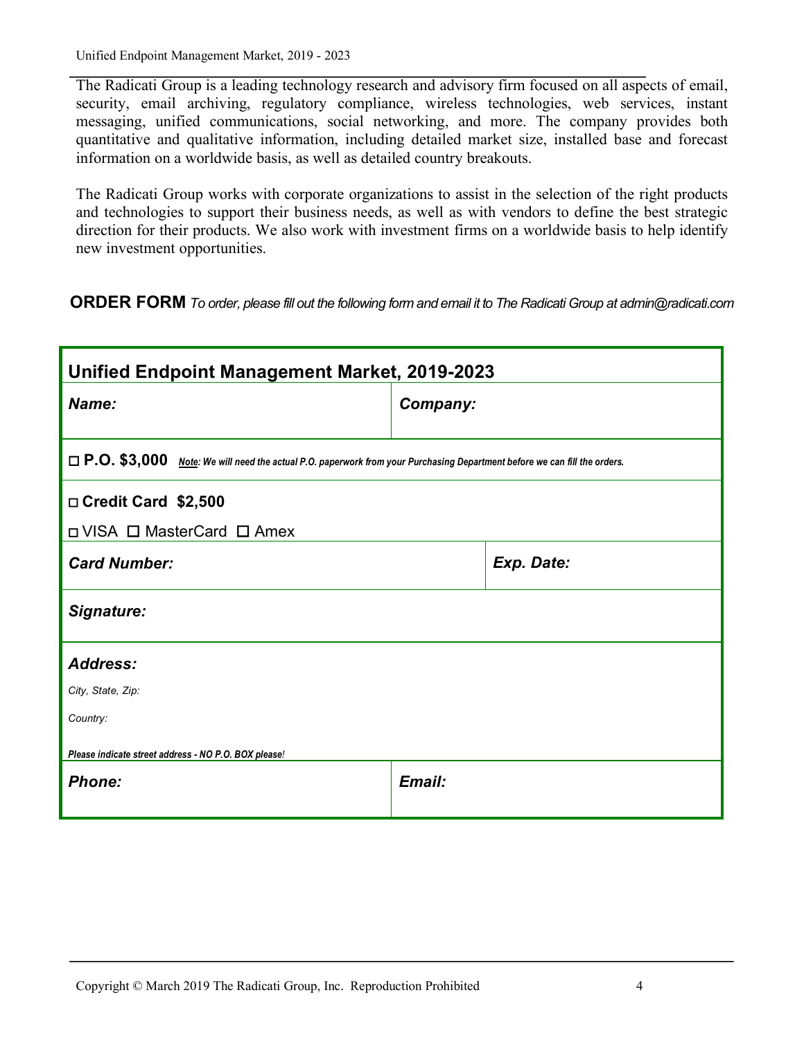The Radicati Group is a leading technology research and advisory firm focused on all aspects of email, security, email archiving, regulatory compliance, wireless technologies, web services, instant messaging, unified communications, social networking, and more. The company provides both quantitative and qualitative information, including detailed market size, installed base and forecast information on a worldwide basis, as well as detailed country breakouts.

The Radicati Group works with corporate organizations to assist in the selection of the right products and technologies to support their business needs, as well as with vendors to define the best strategic direction for their products. We also work with investment firms on a worldwide basis to help identify new investment opportunities.

**ORDER FORM** *To order, please fill out the following form and email it to The Radicati Group at admin@radicati.com*

| **Unified Endpoint Management Market, 2019-2023** | |
|---|---|
| ***Name:*** | ***Company:*** |
| ☐ **P.O. $3,000** ***Note: We will need the actual P.O. paperwork from your Purchasing Department before we can fill the orders.*** | |
| ☐ **Credit Card $2,500**<br>☐ VISA ☐ MasterCard ☐ Amex | |
| ***Card Number:*** | ***Exp. Date:*** |
| ***Signature:*** | |
| ***Address:***<br>*City, State, Zip:*<br>*Country:*<br>***Please indicate street address - NO P.O. BOX please!*** | |
| ***Phone:*** | ***Email:*** |